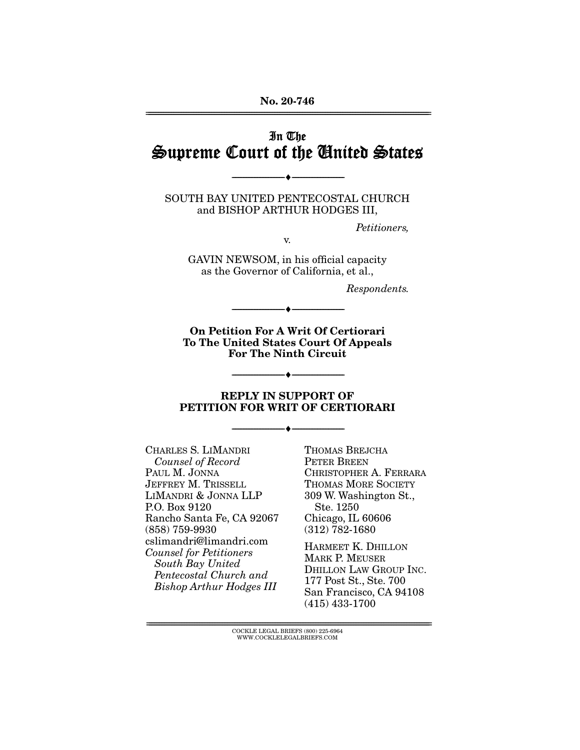No. 20-746

# In The Supreme Court of the United States

---

SOUTH BAY UNITED PENTECOSTAL CHURCH and BISHOP ARTHUR HODGES III,

*Petitioners,*

v.

GAVIN NEWSOM, in his official capacity as the Governor of California, et al.,

*Respondents.*

---

**On Petition For A Writ Of Certiorari To The United States Court Of Appeals For The Ninth Circuit**

---

**REPLY IN SUPPORT OF PETITION FOR WRIT OF CERTIORARI**

---

CHARLES S. LIMANDRI
*Counsel of Record*
PAUL M. JONNA
JEFFREY M. TRISSELL
LIMANDRI & JONNA LLP
P.O. Box 9120
Rancho Santa Fe, CA 92067
(858) 759-9930
cslimandri@limandri.com
*Counsel for Petitioners South Bay United Pentecostal Church and Bishop Arthur Hodges III*

THOMAS BREJCHA
PETER BREEN
CHRISTOPHER A. FERRARA
THOMAS MORE SOCIETY
309 W. Washington St., Ste. 1250
Chicago, IL 60606
(312) 782-1680

HARMEET K. DHILLON
MARK P. MEUSER
DHILLON LAW GROUP INC.
177 Post St., Ste. 700
San Francisco, CA 94108
(415) 433-1700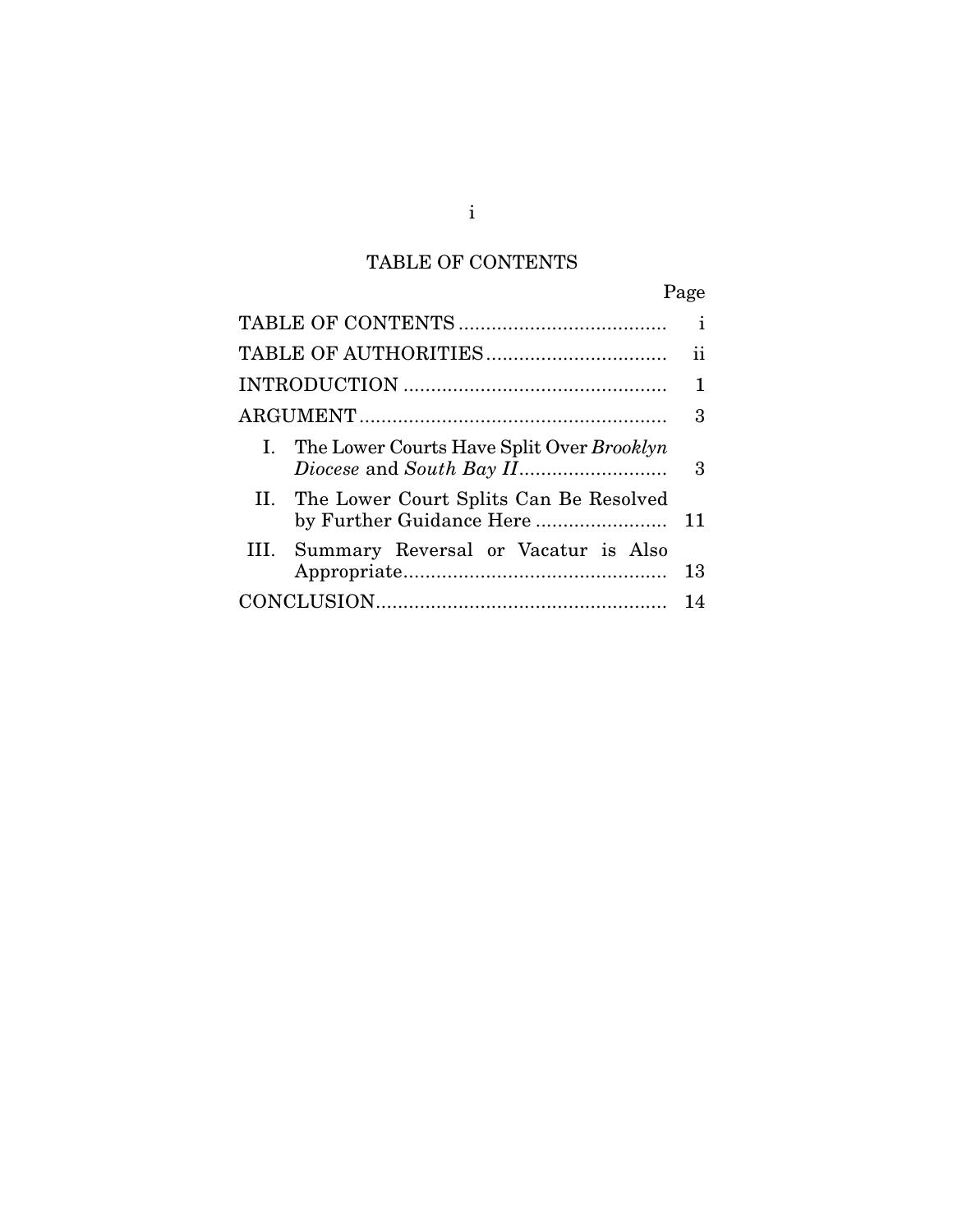# TABLE OF CONTENTS

| | Page |
|---|---|
| TABLE OF CONTENTS | i |
| TABLE OF AUTHORITIES | ii |
| INTRODUCTION | 1 |
| ARGUMENT | 3 |
| I. The Lower Courts Have Split Over *Brooklyn Diocese* and *South Bay II* | 3 |
| II. The Lower Court Splits Can Be Resolved by Further Guidance Here | 11 |
| III. Summary Reversal or Vacatur is Also Appropriate | 13 |
| CONCLUSION | 14 |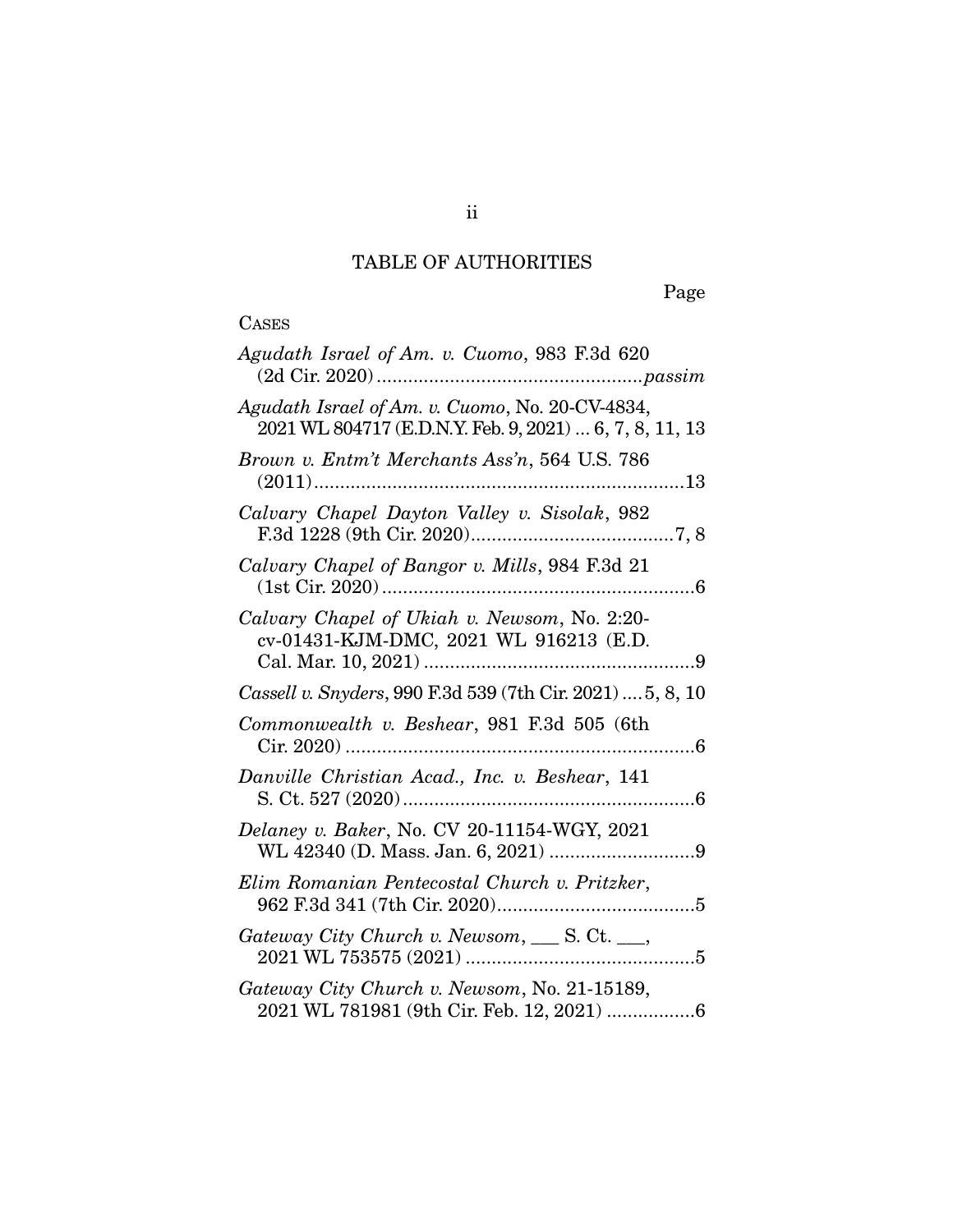# TABLE OF AUTHORITIES

Page

CASES

*Agudath Israel of Am. v. Cuomo*, 983 F.3d 620 (2d Cir. 2020) .................................................. *passim*

*Agudath Israel of Am. v. Cuomo*, No. 20-CV-4834, 2021 WL 804717 (E.D.N.Y. Feb. 9, 2021) ... 6, 7, 8, 11, 13

*Brown v. Entm't Merchants Ass'n*, 564 U.S. 786 (2011) ...................................................................... 13

*Calvary Chapel Dayton Valley v. Sisolak*, 982 F.3d 1228 (9th Cir. 2020) ....................................... 7, 8

*Calvary Chapel of Bangor v. Mills*, 984 F.3d 21 (1st Cir. 2020) ............................................................ 6

*Calvary Chapel of Ukiah v. Newsom*, No. 2:20-cv-01431-KJM-DMC, 2021 WL 916213 (E.D. Cal. Mar. 10, 2021) .................................................... 9

*Cassell v. Snyders*, 990 F.3d 539 (7th Cir. 2021) .... 5, 8, 10

*Commonwealth v. Beshear*, 981 F.3d 505 (6th Cir. 2020) ................................................................... 6

*Danville Christian Acad., Inc. v. Beshear*, 141 S. Ct. 527 (2020) ........................................................ 6

*Delaney v. Baker*, No. CV 20-11154-WGY, 2021 WL 42340 (D. Mass. Jan. 6, 2021) ............................ 9

*Elim Romanian Pentecostal Church v. Pritzker*, 962 F.3d 341 (7th Cir. 2020) ...................................... 5

*Gateway City Church v. Newsom*, ___ S. Ct. ___, 2021 WL 753575 (2021) ............................................ 5

*Gateway City Church v. Newsom*, No. 21-15189, 2021 WL 781981 (9th Cir. Feb. 12, 2021) ................. 6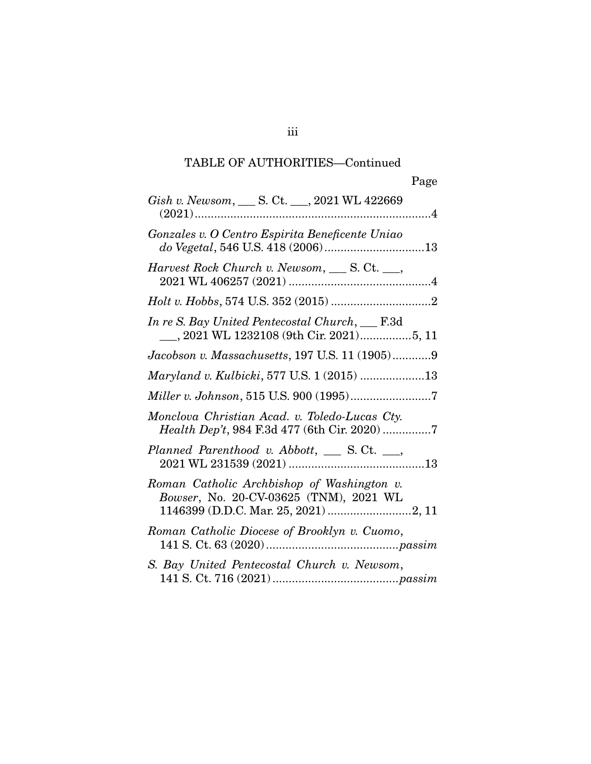TABLE OF AUTHORITIES—Continued

Page

*Gish v. Newsom*, ___ S. Ct. ___, 2021 WL 422669 (2021) ....................................................................... 4

*Gonzales v. O Centro Espirita Beneficente Uniao do Vegetal*, 546 U.S. 418 (2006) ............................. 13

*Harvest Rock Church v. Newsom*, ___ S. Ct. ___, 2021 WL 406257 (2021) ............................................ 4

*Holt v. Hobbs*, 574 U.S. 352 (2015) .............................. 2

*In re S. Bay United Pentecostal Church*, ___ F.3d ___, 2021 WL 1232108 (9th Cir. 2021) ................ 5, 11

*Jacobson v. Massachusetts*, 197 U.S. 11 (1905) ............ 9

*Maryland v. Kulbicki*, 577 U.S. 1 (2015) .................... 13

*Miller v. Johnson*, 515 U.S. 900 (1995) ......................... 7

*Monclova Christian Acad. v. Toledo-Lucas Cty. Health Dep't*, 984 F.3d 477 (6th Cir. 2020) ............... 7

*Planned Parenthood v. Abbott*, ___ S. Ct. ___, 2021 WL 231539 (2021) .......................................... 13

*Roman Catholic Archbishop of Washington v. Bowser*, No. 20-CV-03625 (TNM), 2021 WL 1146399 (D.D.C. Mar. 25, 2021) .......................... 2, 11

*Roman Catholic Diocese of Brooklyn v. Cuomo*, 141 S. Ct. 63 (2020) ......................................... *passim*

*S. Bay United Pentecostal Church v. Newsom*, 141 S. Ct. 716 (2021) ....................................... *passim*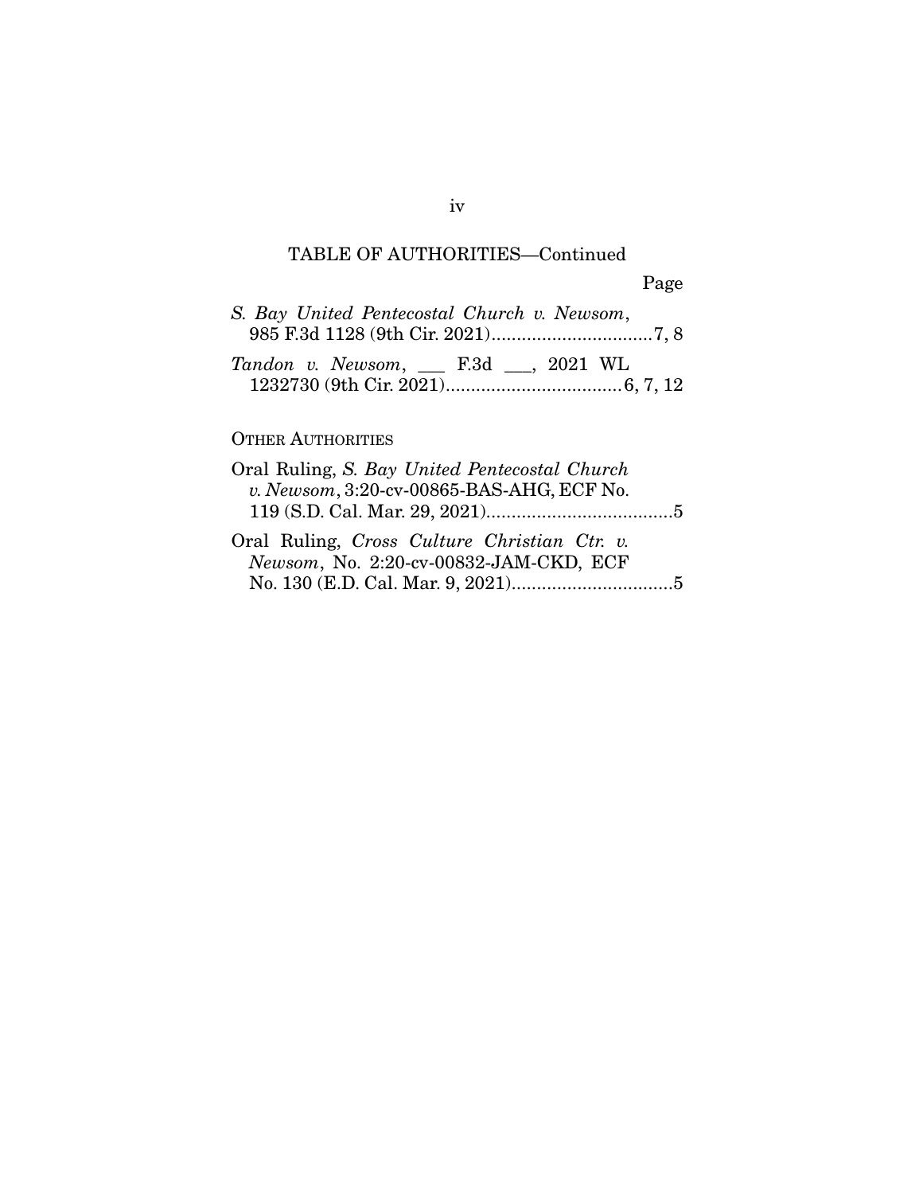TABLE OF AUTHORITIES—Continued

Page

*S. Bay United Pentecostal Church v. Newsom*, 985 F.3d 1128 (9th Cir. 2021)................................7, 8

*Tandon v. Newsom*, ___ F.3d ___, 2021 WL 1232730 (9th Cir. 2021)...................................6, 7, 12

OTHER AUTHORITIES

Oral Ruling, *S. Bay United Pentecostal Church v. Newsom*, 3:20-cv-00865-BAS-AHG, ECF No. 119 (S.D. Cal. Mar. 29, 2021).....................................5

Oral Ruling, *Cross Culture Christian Ctr. v. Newsom*, No. 2:20-cv-00832-JAM-CKD, ECF No. 130 (E.D. Cal. Mar. 9, 2021)................................5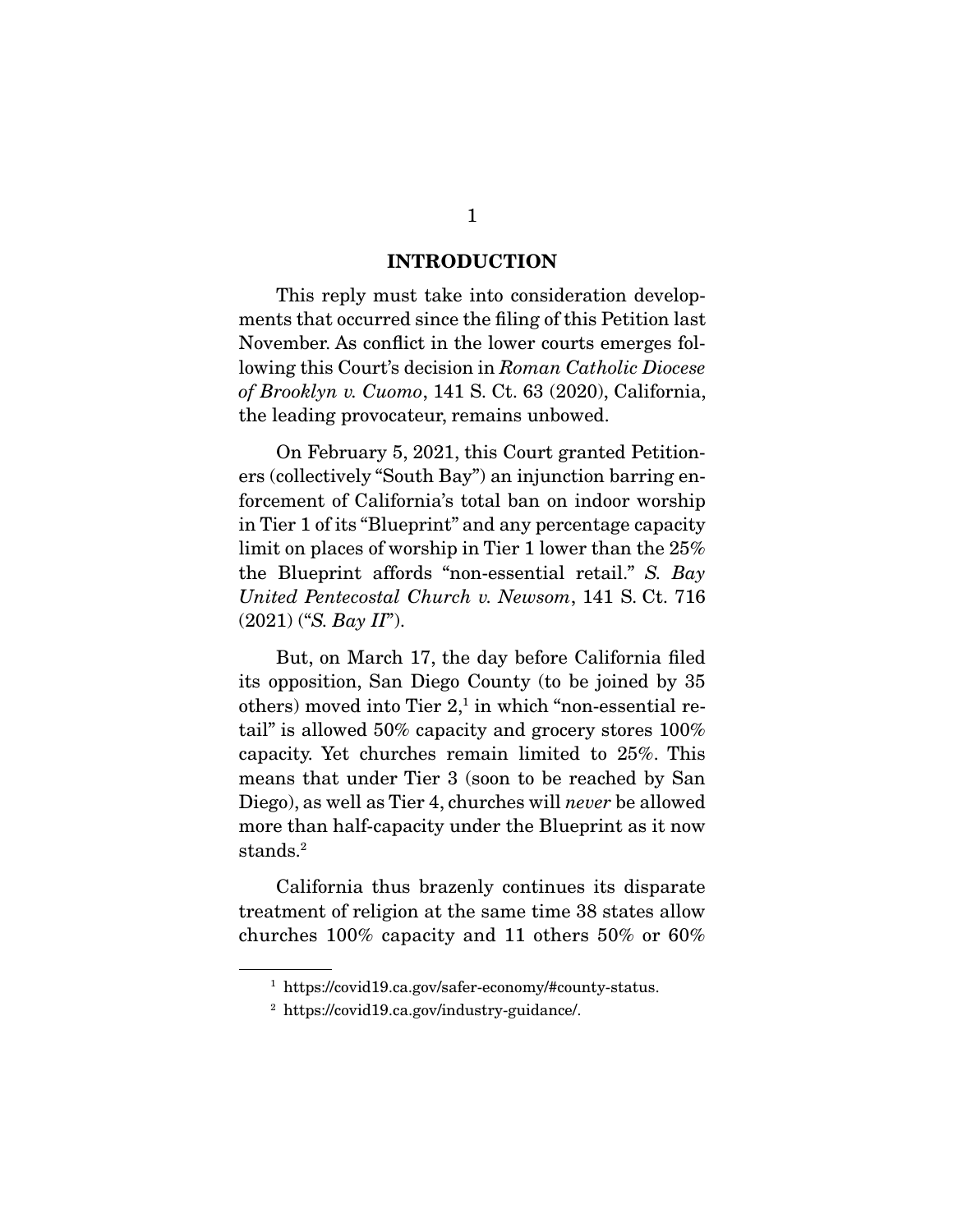## INTRODUCTION

This reply must take into consideration developments that occurred since the filing of this Petition last November. As conflict in the lower courts emerges following this Court's decision in *Roman Catholic Diocese of Brooklyn v. Cuomo*, 141 S. Ct. 63 (2020), California, the leading provocateur, remains unbowed.

On February 5, 2021, this Court granted Petitioners (collectively "South Bay") an injunction barring enforcement of California's total ban on indoor worship in Tier 1 of its "Blueprint" and any percentage capacity limit on places of worship in Tier 1 lower than the 25% the Blueprint affords "non-essential retail." *S. Bay United Pentecostal Church v. Newsom*, 141 S. Ct. 716 (2021) ("*S. Bay II*").

But, on March 17, the day before California filed its opposition, San Diego County (to be joined by 35 others) moved into Tier 2,[1] in which "non-essential retail" is allowed 50% capacity and grocery stores 100% capacity. Yet churches remain limited to 25%. This means that under Tier 3 (soon to be reached by San Diego), as well as Tier 4, churches will *never* be allowed more than half-capacity under the Blueprint as it now stands.[2]

California thus brazenly continues its disparate treatment of religion at the same time 38 states allow churches 100% capacity and 11 others 50% or 60%

---

[1] https://covid19.ca.gov/safer-economy/#county-status.

[2] https://covid19.ca.gov/industry-guidance/.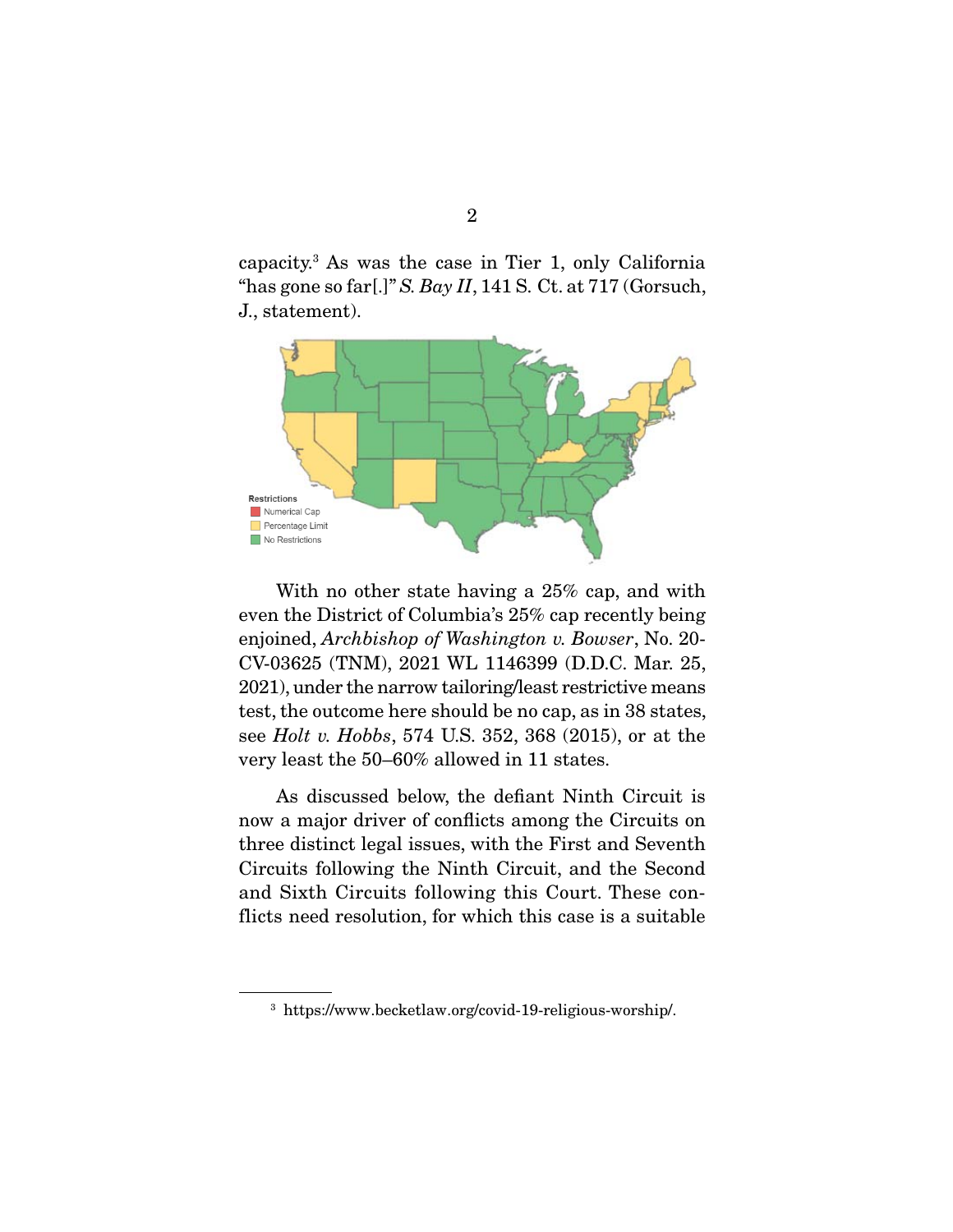capacity.[3] As was the case in Tier 1, only California "has gone so far[.]" *S. Bay II*, 141 S. Ct. at 717 (Gorsuch, J., statement).

Restrictions
Numerical Cap
Percentage Limit
No Restrictions

With no other state having a 25% cap, and with even the District of Columbia's 25% cap recently being enjoined, *Archbishop of Washington v. Bowser*, No. 20-CV-03625 (TNM), 2021 WL 1146399 (D.D.C. Mar. 25, 2021), under the narrow tailoring/least restrictive means test, the outcome here should be no cap, as in 38 states, see *Holt v. Hobbs*, 574 U.S. 352, 368 (2015), or at the very least the 50–60% allowed in 11 states.

As discussed below, the defiant Ninth Circuit is now a major driver of conflicts among the Circuits on three distinct legal issues, with the First and Seventh Circuits following the Ninth Circuit, and the Second and Sixth Circuits following this Court. These conflicts need resolution, for which this case is a suitable

[3] https://www.becketlaw.org/covid-19-religious-worship/.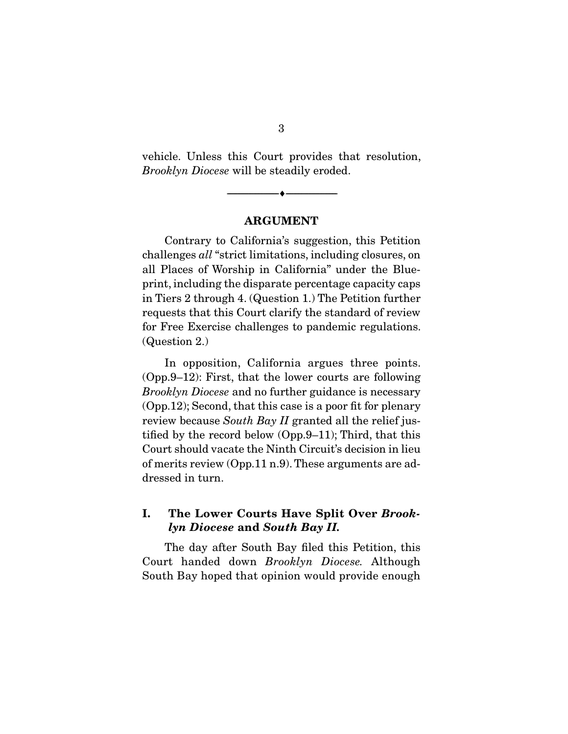vehicle. Unless this Court provides that resolution, *Brooklyn Diocese* will be steadily eroded.

---

## ARGUMENT

Contrary to California's suggestion, this Petition challenges *all* "strict limitations, including closures, on all Places of Worship in California" under the Blueprint, including the disparate percentage capacity caps in Tiers 2 through 4. (Question 1.) The Petition further requests that this Court clarify the standard of review for Free Exercise challenges to pandemic regulations. (Question 2.)

In opposition, California argues three points. (Opp.9–12): First, that the lower courts are following *Brooklyn Diocese* and no further guidance is necessary (Opp.12); Second, that this case is a poor fit for plenary review because *South Bay II* granted all the relief justified by the record below (Opp.9–11); Third, that this Court should vacate the Ninth Circuit's decision in lieu of merits review (Opp.11 n.9). These arguments are addressed in turn.

### I. The Lower Courts Have Split Over *Brooklyn Diocese* and *South Bay II.*

The day after South Bay filed this Petition, this Court handed down *Brooklyn Diocese.* Although South Bay hoped that opinion would provide enough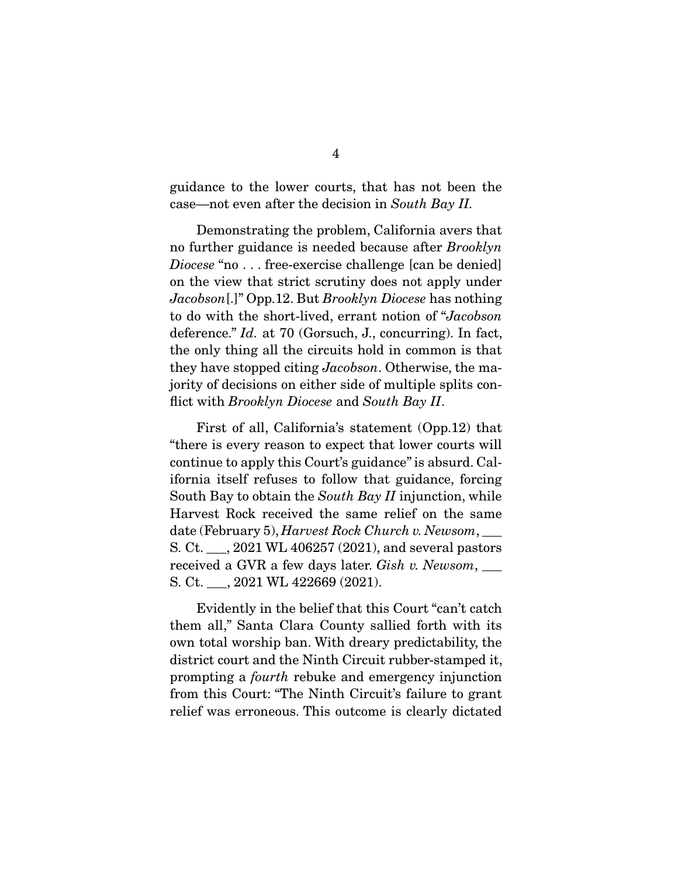guidance to the lower courts, that has not been the case—not even after the decision in *South Bay II*.

Demonstrating the problem, California avers that no further guidance is needed because after *Brooklyn Diocese* "no . . . free-exercise challenge [can be denied] on the view that strict scrutiny does not apply under *Jacobson*[.]" Opp.12. But *Brooklyn Diocese* has nothing to do with the short-lived, errant notion of "*Jacobson* deference." *Id.* at 70 (Gorsuch, J., concurring). In fact, the only thing all the circuits hold in common is that they have stopped citing *Jacobson*. Otherwise, the majority of decisions on either side of multiple splits conflict with *Brooklyn Diocese* and *South Bay II*.

First of all, California's statement (Opp.12) that "there is every reason to expect that lower courts will continue to apply this Court's guidance" is absurd. California itself refuses to follow that guidance, forcing South Bay to obtain the *South Bay II* injunction, while Harvest Rock received the same relief on the same date (February 5), *Harvest Rock Church v. Newsom*, ___ S. Ct. ___, 2021 WL 406257 (2021), and several pastors received a GVR a few days later. *Gish v. Newsom*, ___ S. Ct. ___, 2021 WL 422669 (2021).

Evidently in the belief that this Court "can't catch them all," Santa Clara County sallied forth with its own total worship ban. With dreary predictability, the district court and the Ninth Circuit rubber-stamped it, prompting a *fourth* rebuke and emergency injunction from this Court: "The Ninth Circuit's failure to grant relief was erroneous. This outcome is clearly dictated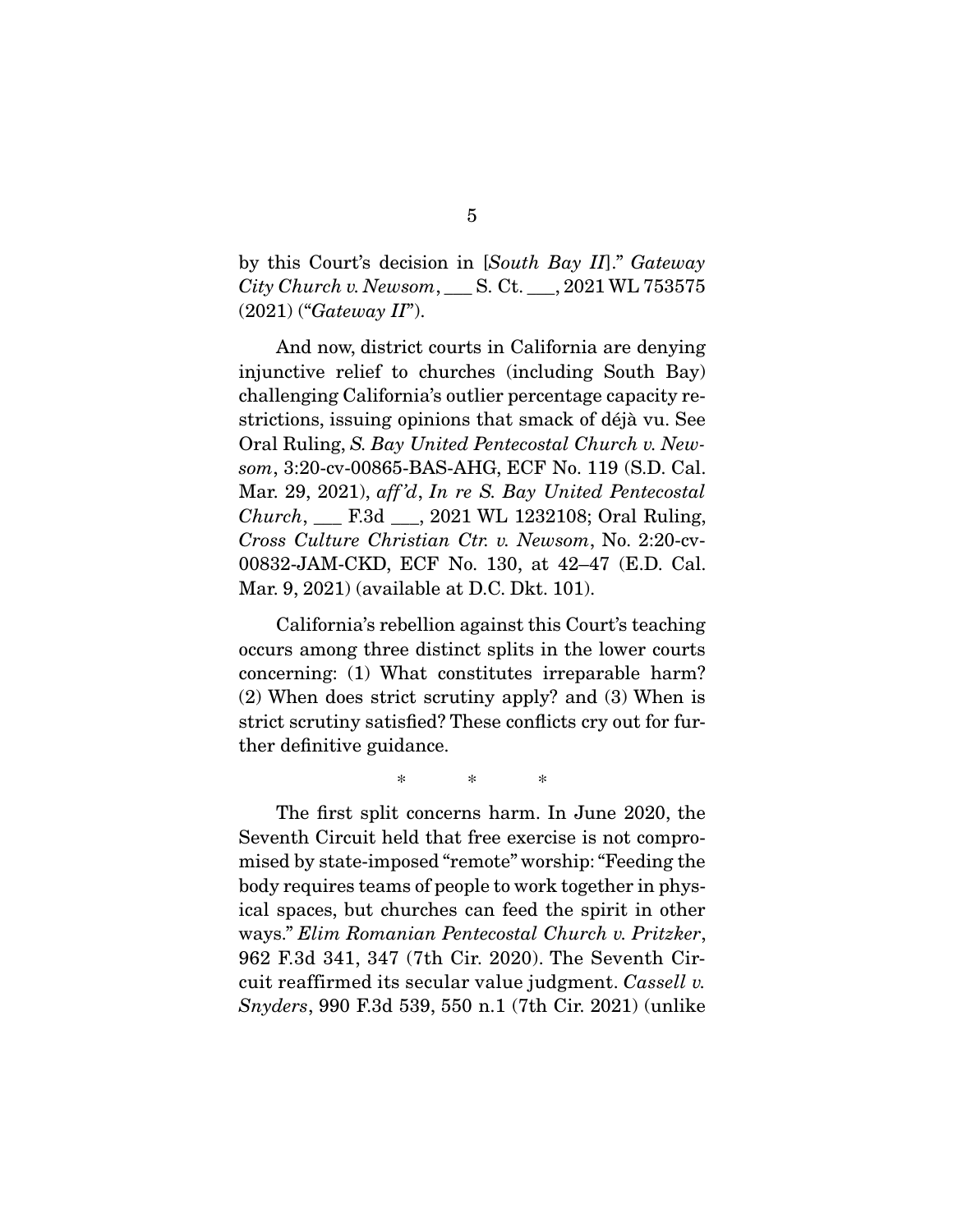by this Court's decision in [*South Bay II*]." *Gateway City Church v. Newsom*, ___ S. Ct. ___, 2021 WL 753575 (2021) ("*Gateway II*").

And now, district courts in California are denying injunctive relief to churches (including South Bay) challenging California's outlier percentage capacity restrictions, issuing opinions that smack of déjà vu. See Oral Ruling, *S. Bay United Pentecostal Church v. Newsom*, 3:20-cv-00865-BAS-AHG, ECF No. 119 (S.D. Cal. Mar. 29, 2021), *aff'd*, *In re S. Bay United Pentecostal Church*, ___ F.3d ___, 2021 WL 1232108; Oral Ruling, *Cross Culture Christian Ctr. v. Newsom*, No. 2:20-cv-00832-JAM-CKD, ECF No. 130, at 42–47 (E.D. Cal. Mar. 9, 2021) (available at D.C. Dkt. 101).

California's rebellion against this Court's teaching occurs among three distinct splits in the lower courts concerning: (1) What constitutes irreparable harm? (2) When does strict scrutiny apply? and (3) When is strict scrutiny satisfied? These conflicts cry out for further definitive guidance.

\* \* \*

The first split concerns harm. In June 2020, the Seventh Circuit held that free exercise is not compromised by state-imposed "remote" worship: "Feeding the body requires teams of people to work together in physical spaces, but churches can feed the spirit in other ways." *Elim Romanian Pentecostal Church v. Pritzker*, 962 F.3d 341, 347 (7th Cir. 2020). The Seventh Circuit reaffirmed its secular value judgment. *Cassell v. Snyders*, 990 F.3d 539, 550 n.1 (7th Cir. 2021) (unlike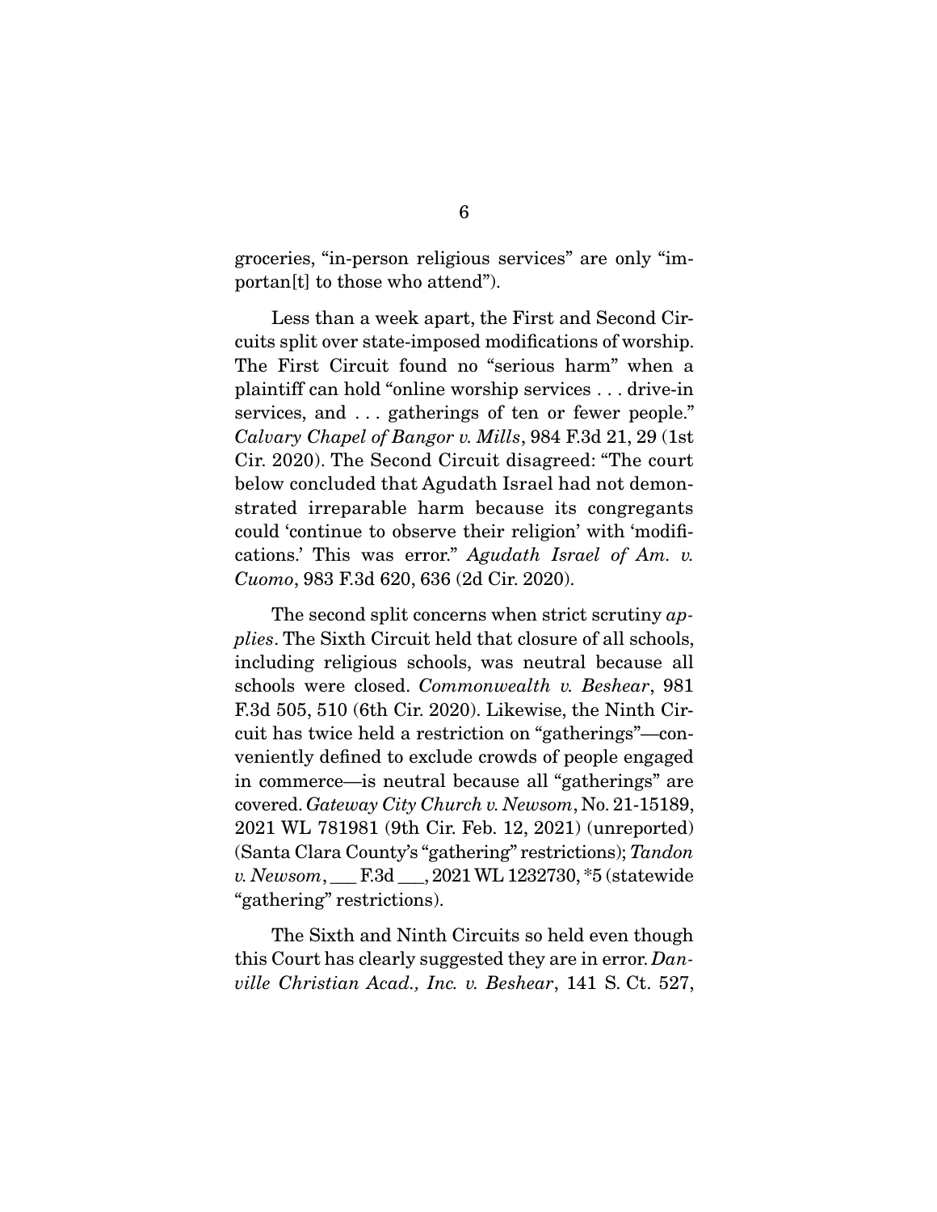groceries, "in-person religious services" are only "importan[t] to those who attend").

Less than a week apart, the First and Second Circuits split over state-imposed modifications of worship. The First Circuit found no "serious harm" when a plaintiff can hold "online worship services . . . drive-in services, and . . . gatherings of ten or fewer people." *Calvary Chapel of Bangor v. Mills*, 984 F.3d 21, 29 (1st Cir. 2020). The Second Circuit disagreed: "The court below concluded that Agudath Israel had not demonstrated irreparable harm because its congregants could 'continue to observe their religion' with 'modifications.' This was error." *Agudath Israel of Am. v. Cuomo*, 983 F.3d 620, 636 (2d Cir. 2020).

The second split concerns when strict scrutiny *applies*. The Sixth Circuit held that closure of all schools, including religious schools, was neutral because all schools were closed. *Commonwealth v. Beshear*, 981 F.3d 505, 510 (6th Cir. 2020). Likewise, the Ninth Circuit has twice held a restriction on "gatherings"—conveniently defined to exclude crowds of people engaged in commerce—is neutral because all "gatherings" are covered. *Gateway City Church v. Newsom*, No. 21-15189, 2021 WL 781981 (9th Cir. Feb. 12, 2021) (unreported) (Santa Clara County's "gathering" restrictions); *Tandon v. Newsom*, ___ F.3d ___, 2021 WL 1232730, *5 (statewide "gathering" restrictions).

The Sixth and Ninth Circuits so held even though this Court has clearly suggested they are in error. *Danville Christian Acad., Inc. v. Beshear*, 141 S. Ct. 527,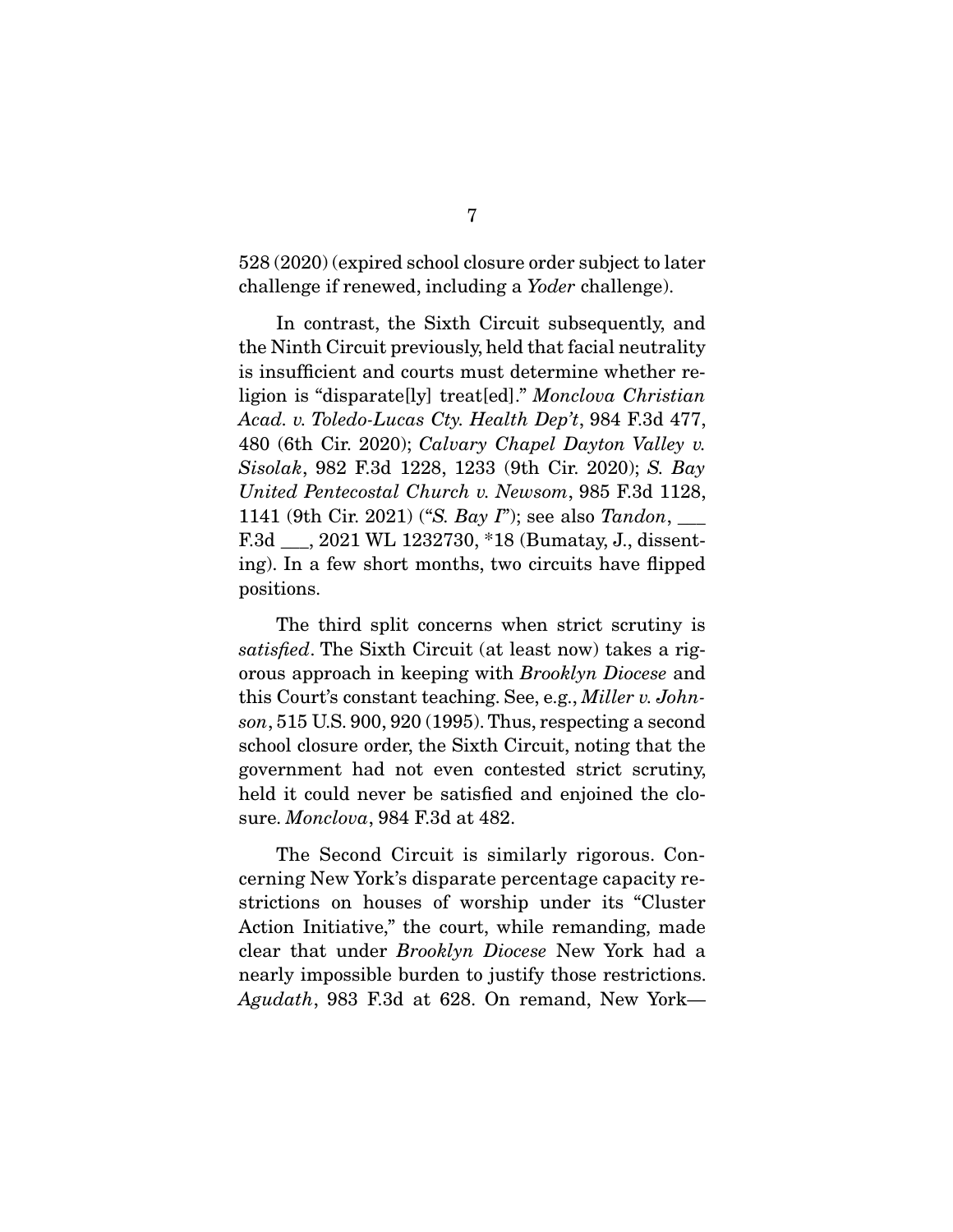528 (2020) (expired school closure order subject to later challenge if renewed, including a *Yoder* challenge).

In contrast, the Sixth Circuit subsequently, and the Ninth Circuit previously, held that facial neutrality is insufficient and courts must determine whether religion is "disparate[ly] treat[ed]." *Monclova Christian Acad. v. Toledo-Lucas Cty. Health Dep't*, 984 F.3d 477, 480 (6th Cir. 2020); *Calvary Chapel Dayton Valley v. Sisolak*, 982 F.3d 1228, 1233 (9th Cir. 2020); *S. Bay United Pentecostal Church v. Newsom*, 985 F.3d 1128, 1141 (9th Cir. 2021) ("*S. Bay I*"); see also *Tandon*, ___ F.3d ___, 2021 WL 1232730, *18 (Bumatay, J., dissenting). In a few short months, two circuits have flipped positions.

The third split concerns when strict scrutiny is *satisfied*. The Sixth Circuit (at least now) takes a rigorous approach in keeping with *Brooklyn Diocese* and this Court's constant teaching. See, e.g., *Miller v. Johnson*, 515 U.S. 900, 920 (1995). Thus, respecting a second school closure order, the Sixth Circuit, noting that the government had not even contested strict scrutiny, held it could never be satisfied and enjoined the closure. *Monclova*, 984 F.3d at 482.

The Second Circuit is similarly rigorous. Concerning New York's disparate percentage capacity restrictions on houses of worship under its "Cluster Action Initiative," the court, while remanding, made clear that under *Brooklyn Diocese* New York had a nearly impossible burden to justify those restrictions. *Agudath*, 983 F.3d at 628. On remand, New York—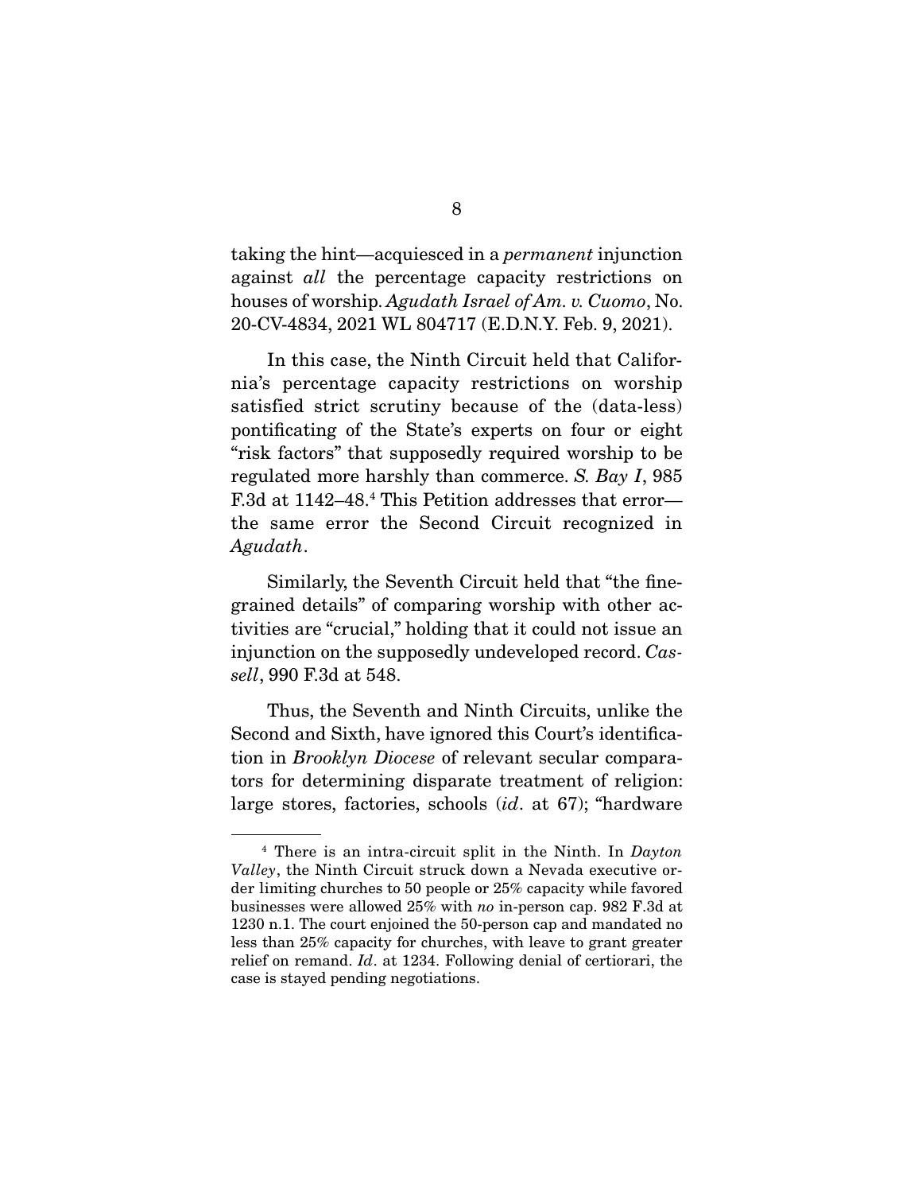taking the hint—acquiesced in a *permanent* injunction against *all* the percentage capacity restrictions on houses of worship. *Agudath Israel of Am. v. Cuomo*, No. 20-CV-4834, 2021 WL 804717 (E.D.N.Y. Feb. 9, 2021).

In this case, the Ninth Circuit held that California's percentage capacity restrictions on worship satisfied strict scrutiny because of the (data-less) pontificating of the State's experts on four or eight "risk factors" that supposedly required worship to be regulated more harshly than commerce. *S. Bay I*, 985 F.3d at 1142–48.[4] This Petition addresses that error—the same error the Second Circuit recognized in *Agudath*.

Similarly, the Seventh Circuit held that "the fine-grained details" of comparing worship with other activities are "crucial," holding that it could not issue an injunction on the supposedly undeveloped record. *Cassell*, 990 F.3d at 548.

Thus, the Seventh and Ninth Circuits, unlike the Second and Sixth, have ignored this Court's identification in *Brooklyn Diocese* of relevant secular comparators for determining disparate treatment of religion: large stores, factories, schools (*id*. at 67); "hardware

[4] There is an intra-circuit split in the Ninth. In *Dayton Valley*, the Ninth Circuit struck down a Nevada executive order limiting churches to 50 people or 25% capacity while favored businesses were allowed 25% with *no* in-person cap. 982 F.3d at 1230 n.1. The court enjoined the 50-person cap and mandated no less than 25% capacity for churches, with leave to grant greater relief on remand. *Id*. at 1234. Following denial of certiorari, the case is stayed pending negotiations.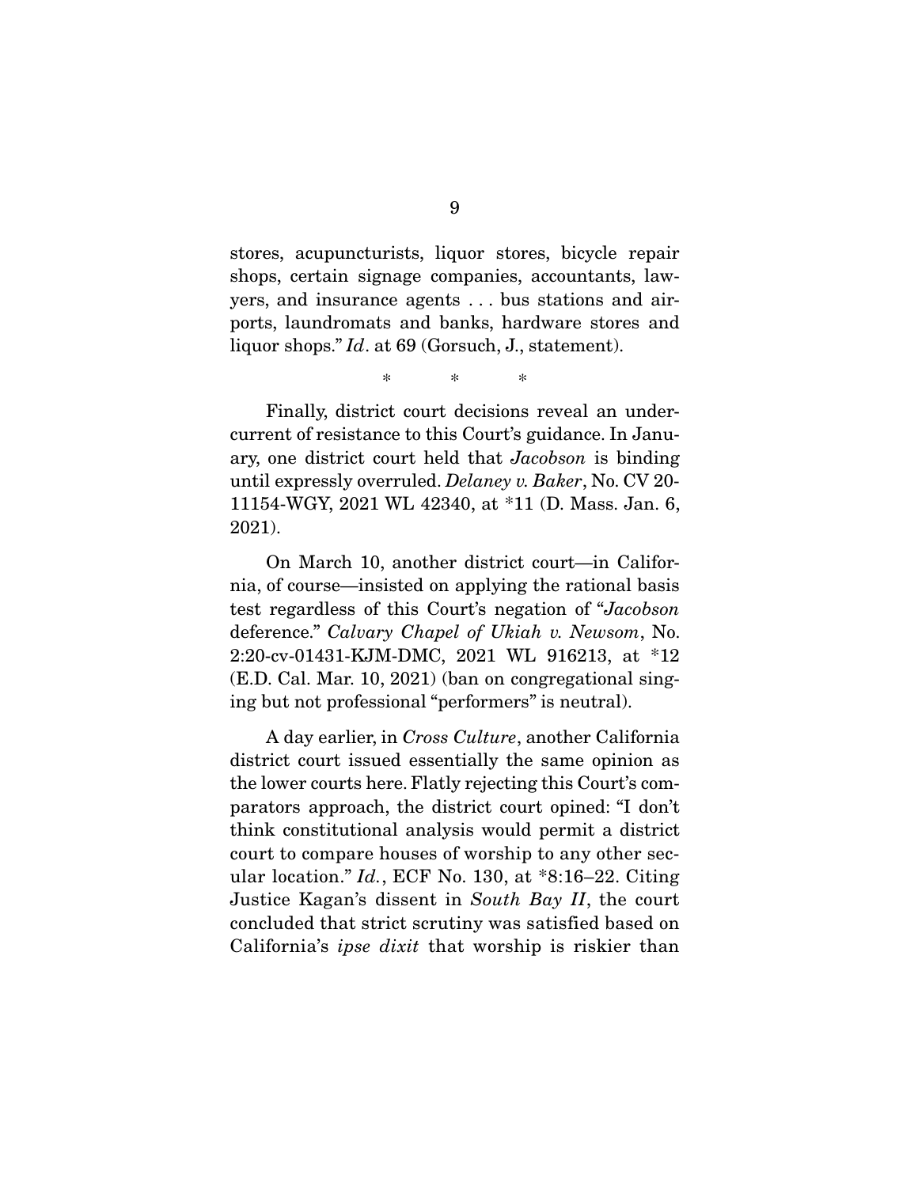stores, acupuncturists, liquor stores, bicycle repair shops, certain signage companies, accountants, lawyers, and insurance agents . . . bus stations and airports, laundromats and banks, hardware stores and liquor shops." *Id*. at 69 (Gorsuch, J., statement).

\* \* \*

Finally, district court decisions reveal an undercurrent of resistance to this Court's guidance. In January, one district court held that *Jacobson* is binding until expressly overruled. *Delaney v. Baker*, No. CV 20-11154-WGY, 2021 WL 42340, at \*11 (D. Mass. Jan. 6, 2021).

On March 10, another district court—in California, of course—insisted on applying the rational basis test regardless of this Court's negation of "*Jacobson* deference." *Calvary Chapel of Ukiah v. Newsom*, No. 2:20-cv-01431-KJM-DMC, 2021 WL 916213, at \*12 (E.D. Cal. Mar. 10, 2021) (ban on congregational singing but not professional "performers" is neutral).

A day earlier, in *Cross Culture*, another California district court issued essentially the same opinion as the lower courts here. Flatly rejecting this Court's comparators approach, the district court opined: "I don't think constitutional analysis would permit a district court to compare houses of worship to any other secular location." *Id.*, ECF No. 130, at \*8:16–22. Citing Justice Kagan's dissent in *South Bay II*, the court concluded that strict scrutiny was satisfied based on California's *ipse dixit* that worship is riskier than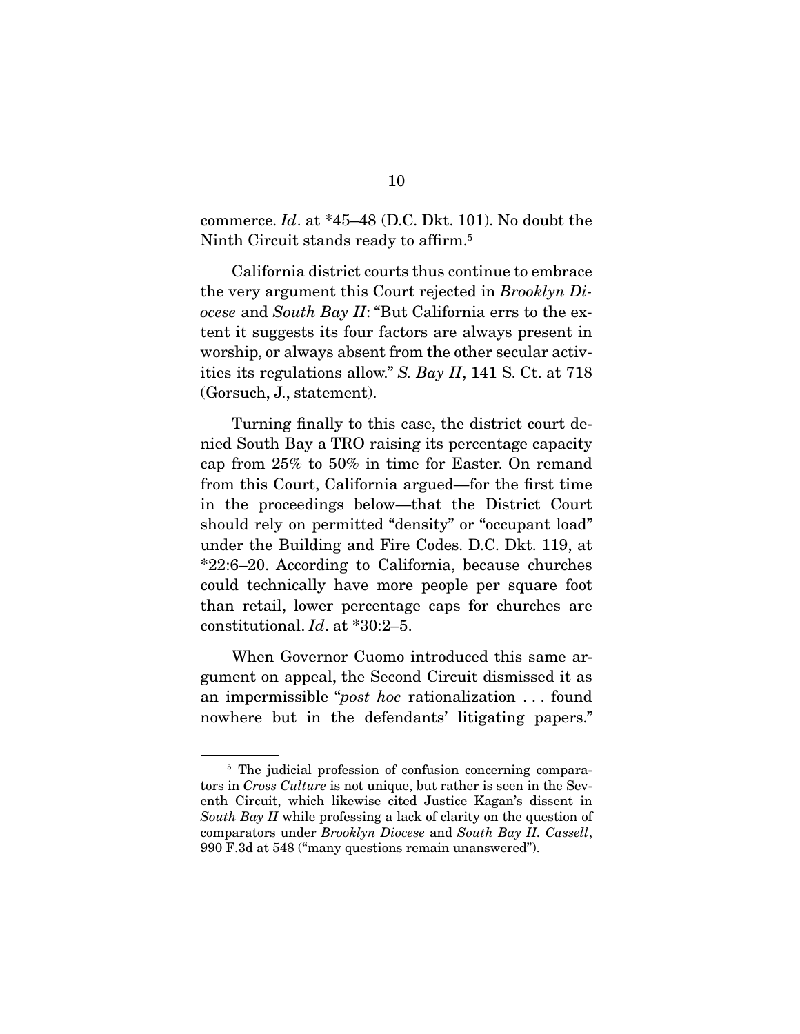commerce. *Id*. at *45–48 (D.C. Dkt. 101). No doubt the Ninth Circuit stands ready to affirm.[5]

California district courts thus continue to embrace the very argument this Court rejected in *Brooklyn Diocese* and *South Bay II*: "But California errs to the extent it suggests its four factors are always present in worship, or always absent from the other secular activities its regulations allow." *S. Bay II*, 141 S. Ct. at 718 (Gorsuch, J., statement).

Turning finally to this case, the district court denied South Bay a TRO raising its percentage capacity cap from 25% to 50% in time for Easter. On remand from this Court, California argued—for the first time in the proceedings below—that the District Court should rely on permitted "density" or "occupant load" under the Building and Fire Codes. D.C. Dkt. 119, at *22:6–20. According to California, because churches could technically have more people per square foot than retail, lower percentage caps for churches are constitutional. *Id*. at *30:2–5.

When Governor Cuomo introduced this same argument on appeal, the Second Circuit dismissed it as an impermissible "*post hoc* rationalization . . . found nowhere but in the defendants' litigating papers."

[5] The judicial profession of confusion concerning comparators in *Cross Culture* is not unique, but rather is seen in the Seventh Circuit, which likewise cited Justice Kagan's dissent in *South Bay II* while professing a lack of clarity on the question of comparators under *Brooklyn Diocese* and *South Bay II*. *Cassell*, 990 F.3d at 548 ("many questions remain unanswered").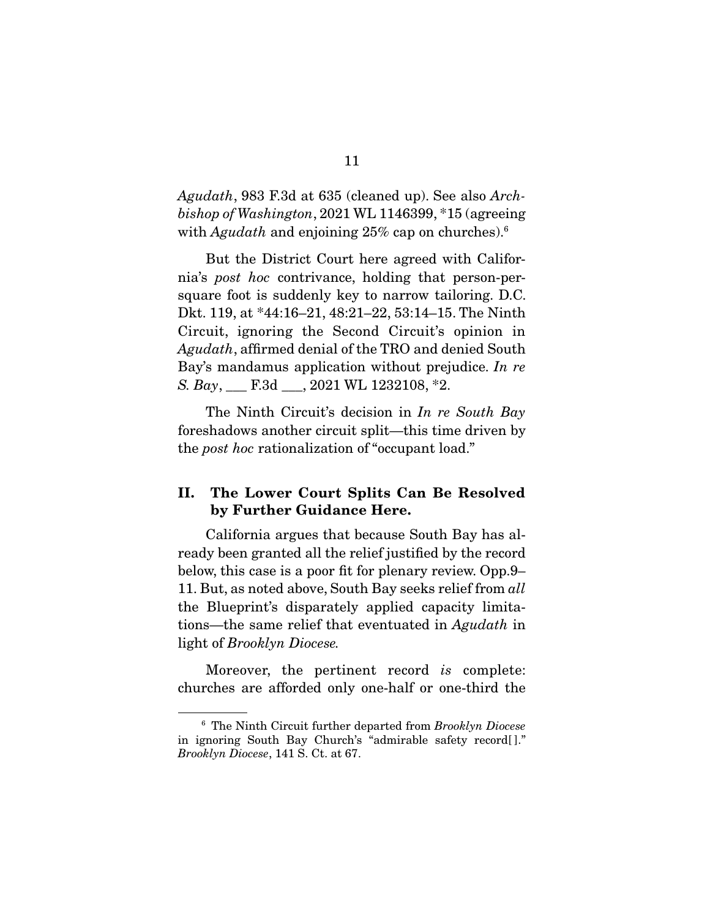*Agudath*, 983 F.3d at 635 (cleaned up). See also *Archbishop of Washington*, 2021 WL 1146399, *15 (agreeing with *Agudath* and enjoining 25% cap on churches).[6]

But the District Court here agreed with California's *post hoc* contrivance, holding that person-per-square foot is suddenly key to narrow tailoring. D.C. Dkt. 119, at *44:16–21, 48:21–22, 53:14–15. The Ninth Circuit, ignoring the Second Circuit's opinion in *Agudath*, affirmed denial of the TRO and denied South Bay's mandamus application without prejudice. *In re S. Bay*, ___ F.3d ___, 2021 WL 1232108, *2.

The Ninth Circuit's decision in *In re South Bay* foreshadows another circuit split—this time driven by the *post hoc* rationalization of "occupant load."

## II. The Lower Court Splits Can Be Resolved by Further Guidance Here.

California argues that because South Bay has already been granted all the relief justified by the record below, this case is a poor fit for plenary review. Opp.9–11. But, as noted above, South Bay seeks relief from *all* the Blueprint's disparately applied capacity limitations—the same relief that eventuated in *Agudath* in light of *Brooklyn Diocese*.

Moreover, the pertinent record *is* complete: churches are afforded only one-half or one-third the

---

[6] The Ninth Circuit further departed from *Brooklyn Diocese* in ignoring South Bay Church's "admirable safety record[]." *Brooklyn Diocese*, 141 S. Ct. at 67.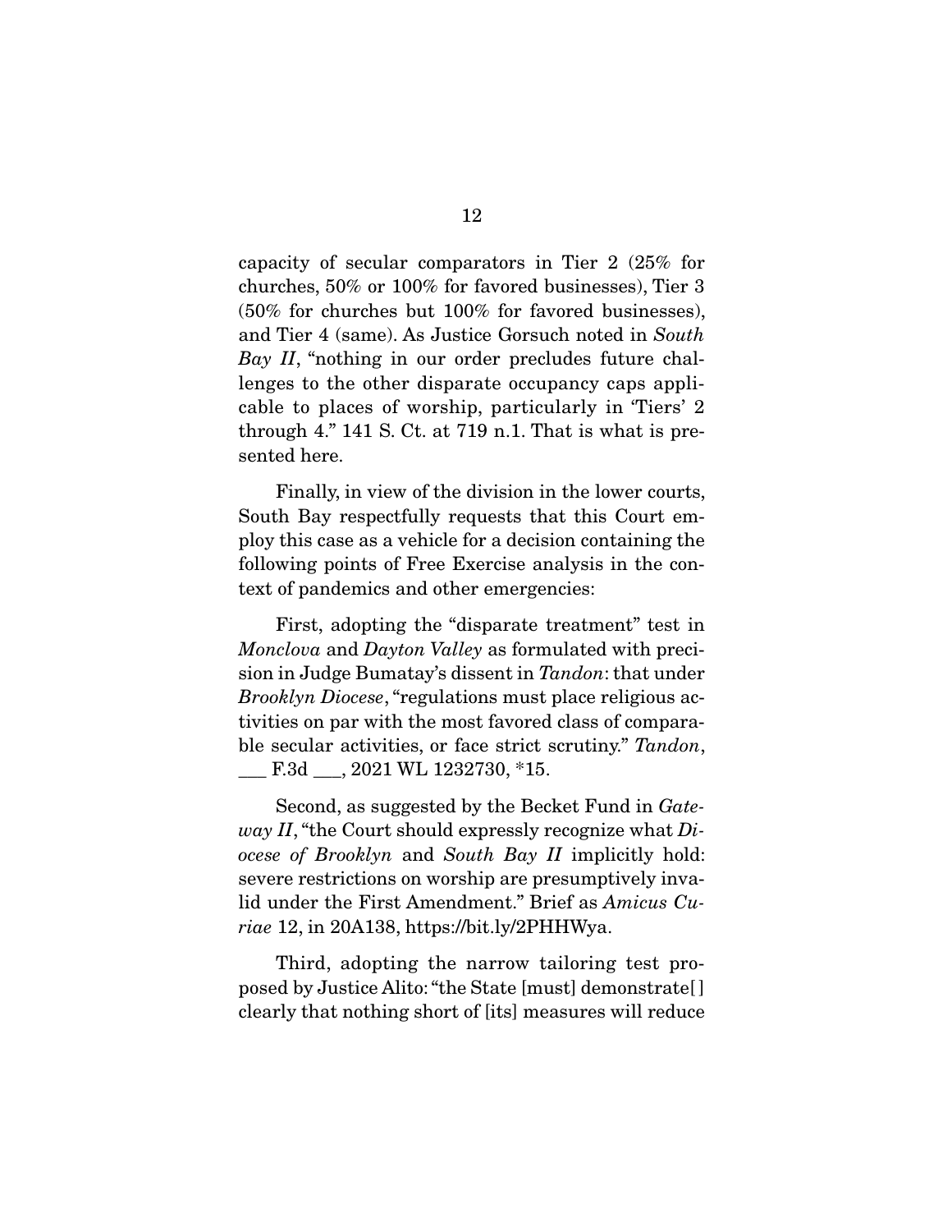capacity of secular comparators in Tier 2 (25% for churches, 50% or 100% for favored businesses), Tier 3 (50% for churches but 100% for favored businesses), and Tier 4 (same). As Justice Gorsuch noted in *South Bay II*, "nothing in our order precludes future challenges to the other disparate occupancy caps applicable to places of worship, particularly in 'Tiers' 2 through 4." 141 S. Ct. at 719 n.1. That is what is presented here.

Finally, in view of the division in the lower courts, South Bay respectfully requests that this Court employ this case as a vehicle for a decision containing the following points of Free Exercise analysis in the context of pandemics and other emergencies:

First, adopting the "disparate treatment" test in *Monclova* and *Dayton Valley* as formulated with precision in Judge Bumatay's dissent in *Tandon*: that under *Brooklyn Diocese*, "regulations must place religious activities on par with the most favored class of comparable secular activities, or face strict scrutiny." *Tandon*, ___ F.3d ___, 2021 WL 1232730, *15.

Second, as suggested by the Becket Fund in *Gateway II*, "the Court should expressly recognize what *Diocese of Brooklyn* and *South Bay II* implicitly hold: severe restrictions on worship are presumptively invalid under the First Amendment." Brief as *Amicus Curiae* 12, in 20A138, https://bit.ly/2PHHWya.

Third, adopting the narrow tailoring test proposed by Justice Alito: "the State [must] demonstrate[ ] clearly that nothing short of [its] measures will reduce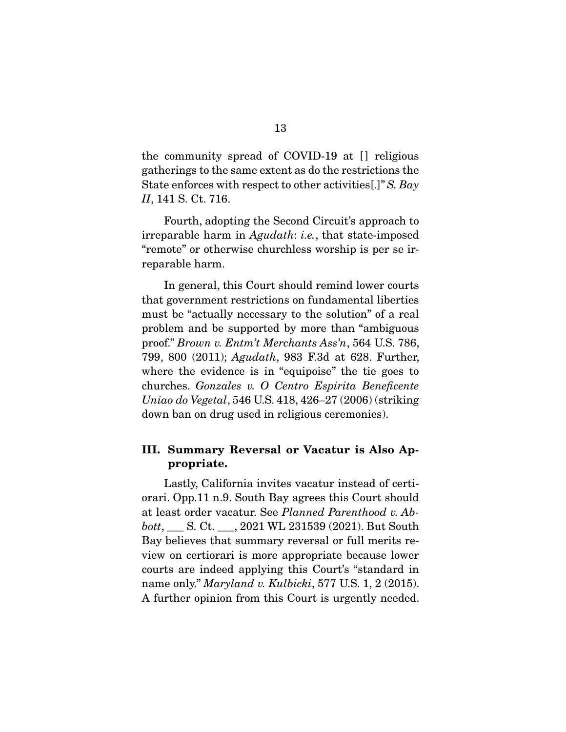the community spread of COVID-19 at [] religious gatherings to the same extent as do the restrictions the State enforces with respect to other activities[.]" *S. Bay II*, 141 S. Ct. 716.

Fourth, adopting the Second Circuit's approach to irreparable harm in *Agudath*: *i.e.*, that state-imposed "remote" or otherwise churchless worship is per se irreparable harm.

In general, this Court should remind lower courts that government restrictions on fundamental liberties must be "actually necessary to the solution" of a real problem and be supported by more than "ambiguous proof." *Brown v. Entm't Merchants Ass'n*, 564 U.S. 786, 799, 800 (2011); *Agudath*, 983 F.3d at 628. Further, where the evidence is in "equipoise" the tie goes to churches. *Gonzales v. O Centro Espirita Beneficente Uniao do Vegetal*, 546 U.S. 418, 426–27 (2006) (striking down ban on drug used in religious ceremonies).

## III. Summary Reversal or Vacatur is Also Appropriate.

Lastly, California invites vacatur instead of certiorari. Opp.11 n.9. South Bay agrees this Court should at least order vacatur. See *Planned Parenthood v. Abbott*, ___ S. Ct. ___, 2021 WL 231539 (2021). But South Bay believes that summary reversal or full merits review on certiorari is more appropriate because lower courts are indeed applying this Court's "standard in name only." *Maryland v. Kulbicki*, 577 U.S. 1, 2 (2015). A further opinion from this Court is urgently needed.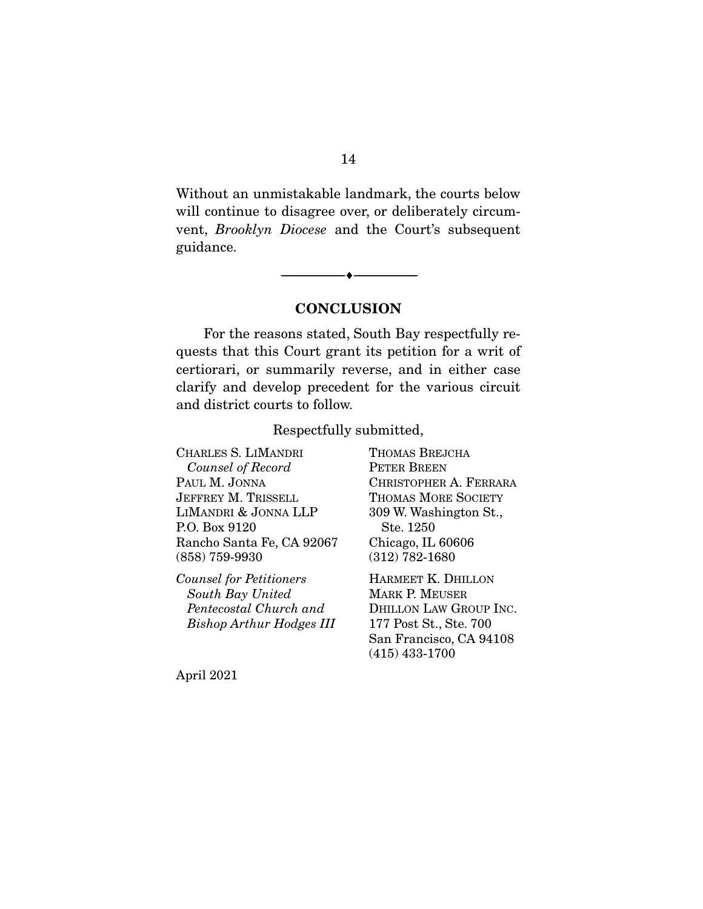Without an unmistakable landmark, the courts below will continue to disagree over, or deliberately circumvent, *Brooklyn Diocese* and the Court's subsequent guidance.

---

## CONCLUSION

For the reasons stated, South Bay respectfully requests that this Court grant its petition for a writ of certiorari, or summarily reverse, and in either case clarify and develop precedent for the various circuit and district courts to follow.

Respectfully submitted,

CHARLES S. LIMANDRI
*Counsel of Record*
PAUL M. JONNA
JEFFREY M. TRISSELL
LIMANDRI & JONNA LLP
P.O. Box 9120
Rancho Santa Fe, CA 92067
(858) 759-9930

*Counsel for Petitioners South Bay United Pentecostal Church and Bishop Arthur Hodges III*

THOMAS BREJCHA
PETER BREEN
CHRISTOPHER A. FERRARA
THOMAS MORE SOCIETY
309 W. Washington St., Ste. 1250
Chicago, IL 60606
(312) 782-1680

HARMEET K. DHILLON
MARK P. MEUSER
DHILLON LAW GROUP INC.
177 Post St., Ste. 700
San Francisco, CA 94108
(415) 433-1700

April 2021